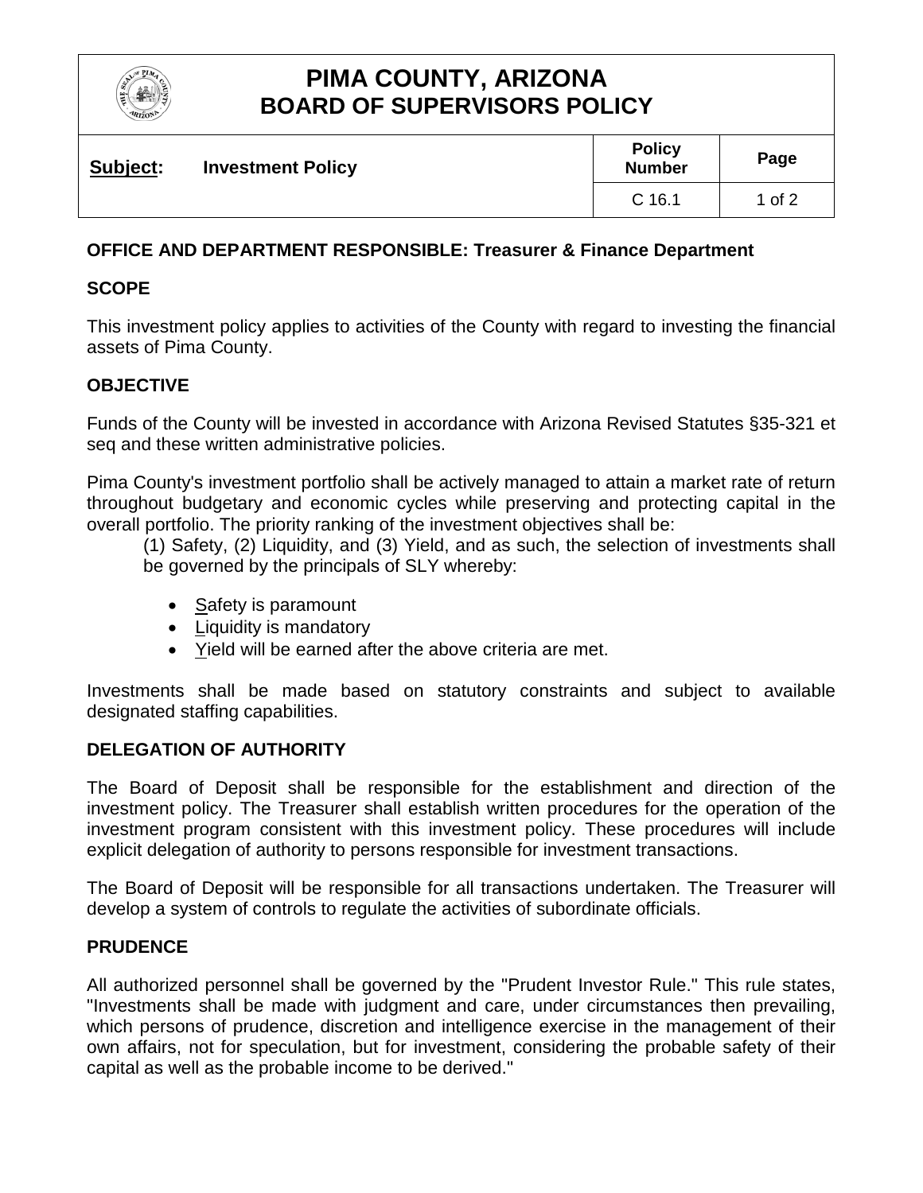# PIMA COUNTY, ARIZONA
# BOARD OF SUPERVISORS POLICY

| **Subject:** Investment Policy | **Policy Number** | **Page** |
|---|---|---|
| | C 16.1 | 1 of 2 |

**OFFICE AND DEPARTMENT RESPONSIBLE: Treasurer & Finance Department**

## SCOPE

This investment policy applies to activities of the County with regard to investing the financial assets of Pima County.

## OBJECTIVE

Funds of the County will be invested in accordance with Arizona Revised Statutes §35-321 et seq and these written administrative policies.

Pima County's investment portfolio shall be actively managed to attain a market rate of return throughout budgetary and economic cycles while preserving and protecting capital in the overall portfolio. The priority ranking of the investment objectives shall be:

(1) Safety, (2) Liquidity, and (3) Yield, and as such, the selection of investments shall be governed by the principals of SLY whereby:

- Safety is paramount
- Liquidity is mandatory
- Yield will be earned after the above criteria are met.

Investments shall be made based on statutory constraints and subject to available designated staffing capabilities.

## DELEGATION OF AUTHORITY

The Board of Deposit shall be responsible for the establishment and direction of the investment policy. The Treasurer shall establish written procedures for the operation of the investment program consistent with this investment policy. These procedures will include explicit delegation of authority to persons responsible for investment transactions.

The Board of Deposit will be responsible for all transactions undertaken. The Treasurer will develop a system of controls to regulate the activities of subordinate officials.

## PRUDENCE

All authorized personnel shall be governed by the "Prudent Investor Rule." This rule states, "Investments shall be made with judgment and care, under circumstances then prevailing, which persons of prudence, discretion and intelligence exercise in the management of their own affairs, not for speculation, but for investment, considering the probable safety of their capital as well as the probable income to be derived."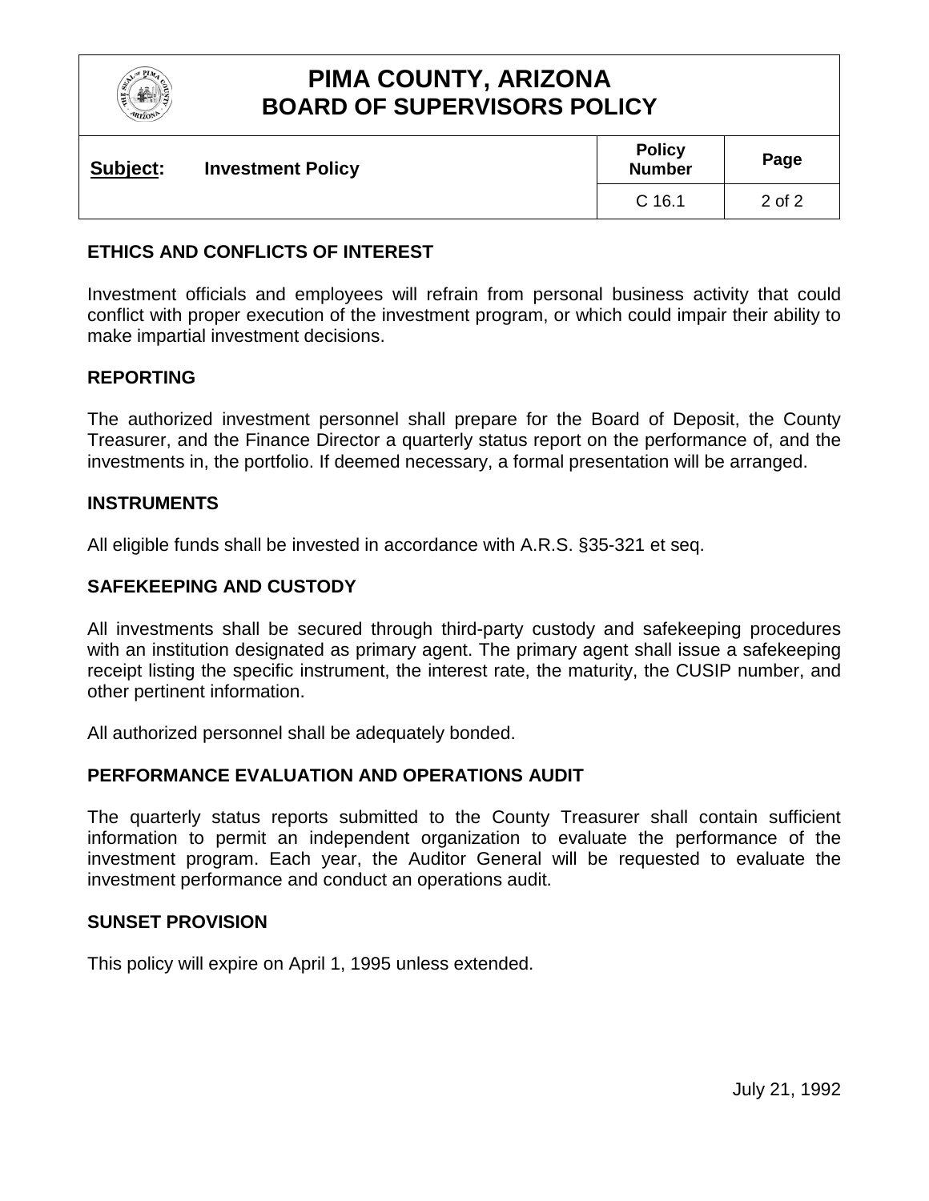## ETHICS AND CONFLICTS OF INTEREST

Investment officials and employees will refrain from personal business activity that could conflict with proper execution of the investment program, or which could impair their ability to make impartial investment decisions.

## REPORTING

The authorized investment personnel shall prepare for the Board of Deposit, the County Treasurer, and the Finance Director a quarterly status report on the performance of, and the investments in, the portfolio. If deemed necessary, a formal presentation will be arranged.

## INSTRUMENTS

All eligible funds shall be invested in accordance with A.R.S. §35-321 et seq.

## SAFEKEEPING AND CUSTODY

All investments shall be secured through third-party custody and safekeeping procedures with an institution designated as primary agent. The primary agent shall issue a safekeeping receipt listing the specific instrument, the interest rate, the maturity, the CUSIP number, and other pertinent information.

All authorized personnel shall be adequately bonded.

## PERFORMANCE EVALUATION AND OPERATIONS AUDIT

The quarterly status reports submitted to the County Treasurer shall contain sufficient information to permit an independent organization to evaluate the performance of the investment program. Each year, the Auditor General will be requested to evaluate the investment performance and conduct an operations audit.

## SUNSET PROVISION

This policy will expire on April 1, 1995 unless extended.

July 21, 1992